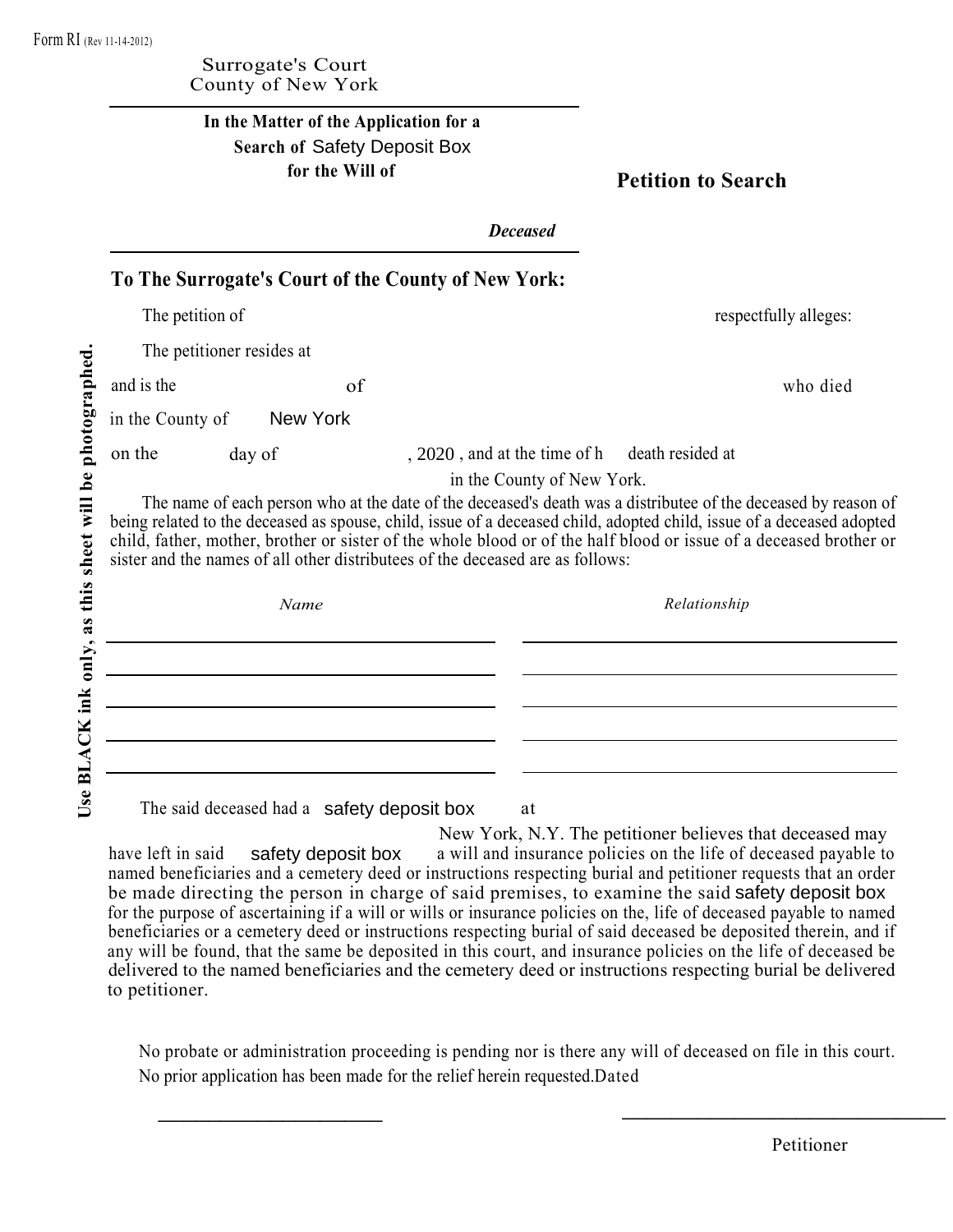Form RI (Rev 11-14-2012)

Surrogate's Court
County of New York

**In the Matter of the Application for a Search of** Safety Deposit Box **for the Will of**

***Deceased***

## Petition to Search

## To The Surrogate's Court of the County of New York:

The petition of respectfully alleges:

The petitioner resides at

and is the of who died

in the County of New York

on the day of , 2020 , and at the time of h death resided at

in the County of New York.

The name of each person who at the date of the deceased's death was a distributee of the deceased by reason of being related to the deceased as spouse, child, issue of a deceased child, adopted child, issue of a deceased adopted child, father, mother, brother or sister of the whole blood or of the half blood or issue of a deceased brother or sister and the names of all other distributees of the deceased are as follows:

| *Name* | *Relationship* |
|---|---|
| | |
| | |
| | |
| | |
| | |

The said deceased had a safety deposit box at

New York, N.Y. The petitioner believes that deceased may have left in said safety deposit box a will and insurance policies on the life of deceased payable to named beneficiaries and a cemetery deed or instructions respecting burial and petitioner requests that an order be made directing the person in charge of said premises, to examine the said safety deposit box for the purpose of ascertaining if a will or wills or insurance policies on the, life of deceased payable to named beneficiaries or a cemetery deed or instructions respecting burial of said deceased be deposited therein, and if any will be found, that the same be deposited in this court, and insurance policies on the life of deceased be delivered to the named beneficiaries and the cemetery deed or instructions respecting burial be delivered to petitioner.

No probate or administration proceeding is pending nor is there any will of deceased on file in this court.

No prior application has been made for the relief herein requested.Dated

Petitioner

**Use BLACK ink only, as this sheet will be photographed.**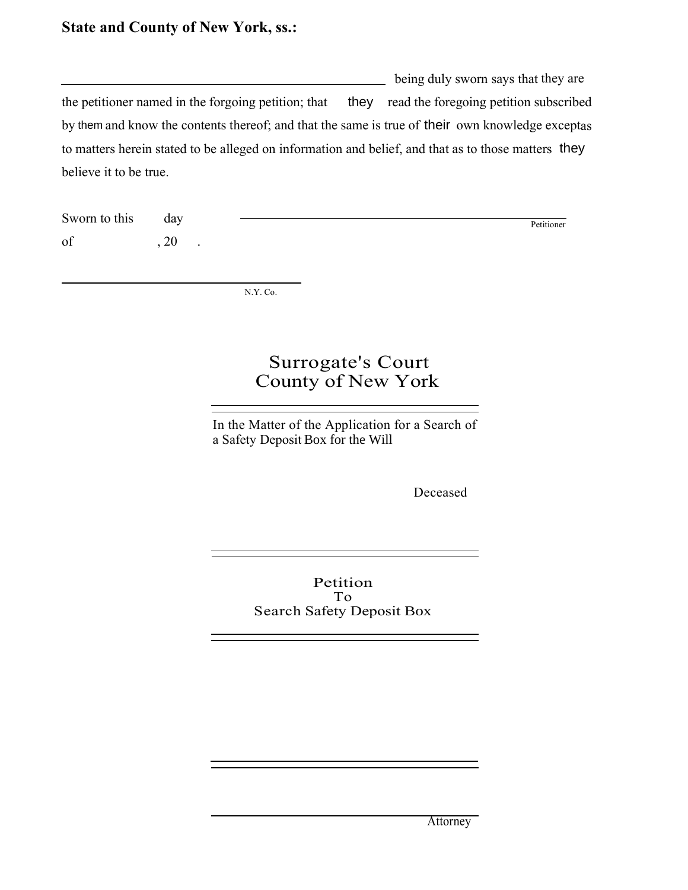**State and County of New York, ss.:**

\_\_\_\_\_\_\_\_\_\_\_\_\_\_\_\_\_\_\_\_\_\_\_\_\_\_\_\_\_\_\_\_\_\_\_\_\_\_\_\_\_\_\_\_ being duly sworn says that they are the petitioner named in the forgoing petition; that they read the foregoing petition subscribed by them and know the contents thereof; and that the same is true of their own knowledge exceptas to matters herein stated to be alleged on information and belief, and that as to those matters they believe it to be true.

Sworn to this day of , 20 .

\_\_\_\_\_\_\_\_\_\_\_\_\_\_\_\_\_\_\_\_\_\_\_\_\_\_\_\_\_\_\_\_\_\_\_\_\_\_\_\_\_\_\_\_
Petitioner

\_\_\_\_\_\_\_\_\_\_\_\_\_\_\_\_\_\_\_\_\_\_\_\_\_\_\_\_\_\_\_\_\_\_\_\_\_\_\_\_
N.Y. Co.

## Surrogate's Court
## County of New York

In the Matter of the Application for a Search of a Safety Deposit Box for the Will

Deceased

### Petition
### To
### Search Safety Deposit Box

\_\_\_\_\_\_\_\_\_\_\_\_\_\_\_\_\_\_\_\_\_\_\_\_\_\_\_\_\_\_\_\_\_\_\_\_\_\_\_\_
Attorney